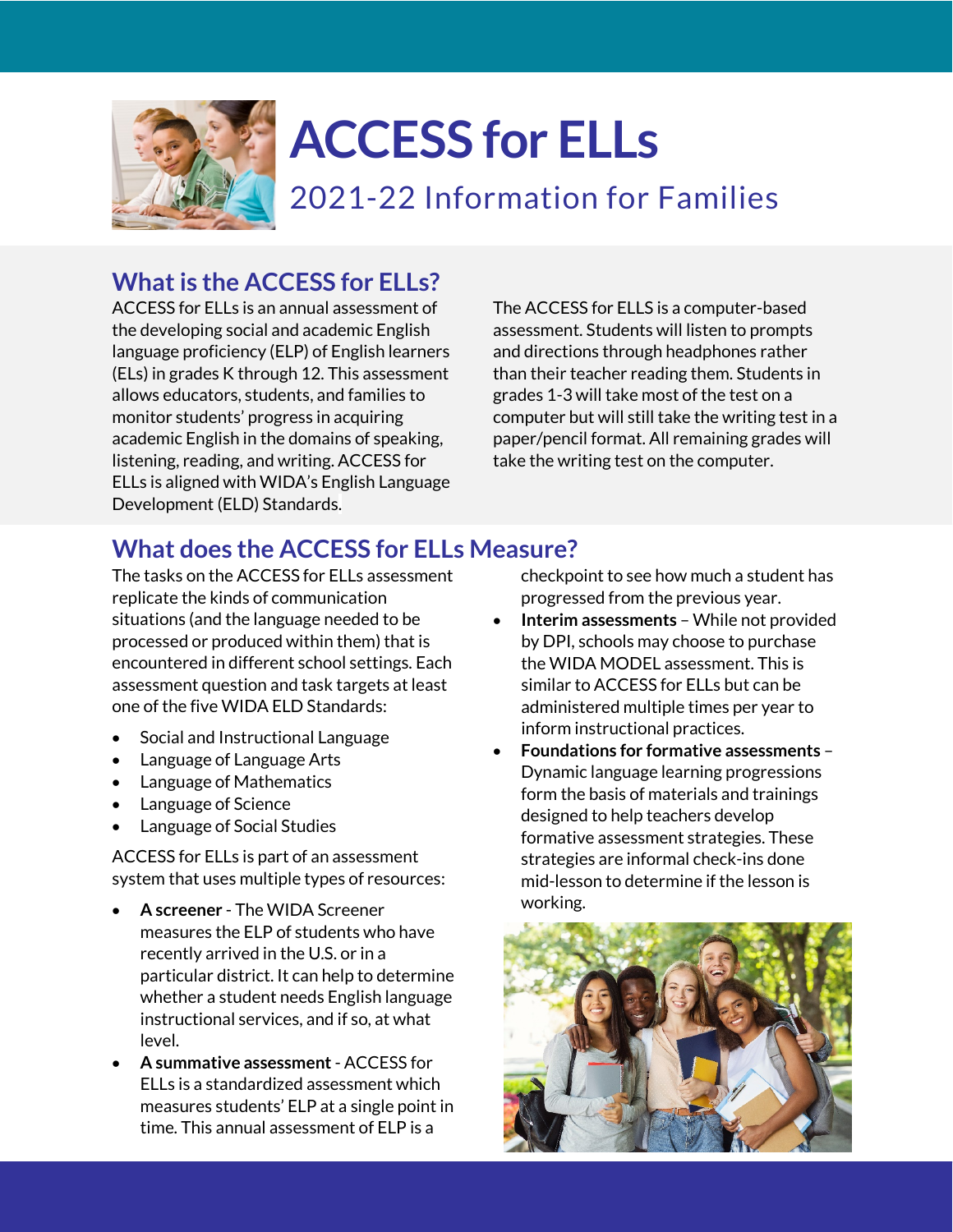# ACCESS for ELLs

## 2021-22 Information for Families

## What is the ACCESS for ELLs?

ACCESS for ELLs is an annual assessment of the developing social and academic English language proficiency (ELP) of English learners (ELs) in grades K through 12. This assessment allows educators, students, and families to monitor students' progress in acquiring academic English in the domains of speaking, listening, reading, and writing. ACCESS for ELLs is aligned with WIDA's English Language Development (ELD) Standards.

The ACCESS for ELLS is a computer-based assessment. Students will listen to prompts and directions through headphones rather than their teacher reading them. Students in grades 1-3 will take most of the test on a computer but will still take the writing test in a paper/pencil format. All remaining grades will take the writing test on the computer.

## What does the ACCESS for ELLs Measure?

The tasks on the ACCESS for ELLs assessment replicate the kinds of communication situations (and the language needed to be processed or produced within them) that is encountered in different school settings. Each assessment question and task targets at least one of the five WIDA ELD Standards:

- Social and Instructional Language
- Language of Language Arts
- Language of Mathematics
- Language of Science
- Language of Social Studies

ACCESS for ELLs is part of an assessment system that uses multiple types of resources:

- **A screener** - The WIDA Screener measures the ELP of students who have recently arrived in the U.S. or in a particular district. It can help to determine whether a student needs English language instructional services, and if so, at what level.
- **A summative assessment** - ACCESS for ELLs is a standardized assessment which measures students' ELP at a single point in time. This annual assessment of ELP is a checkpoint to see how much a student has progressed from the previous year.
- **Interim assessments** – While not provided by DPI, schools may choose to purchase the WIDA MODEL assessment. This is similar to ACCESS for ELLs but can be administered multiple times per year to inform instructional practices.
- **Foundations for formative assessments** – Dynamic language learning progressions form the basis of materials and trainings designed to help teachers develop formative assessment strategies. These strategies are informal check-ins done mid-lesson to determine if the lesson is working.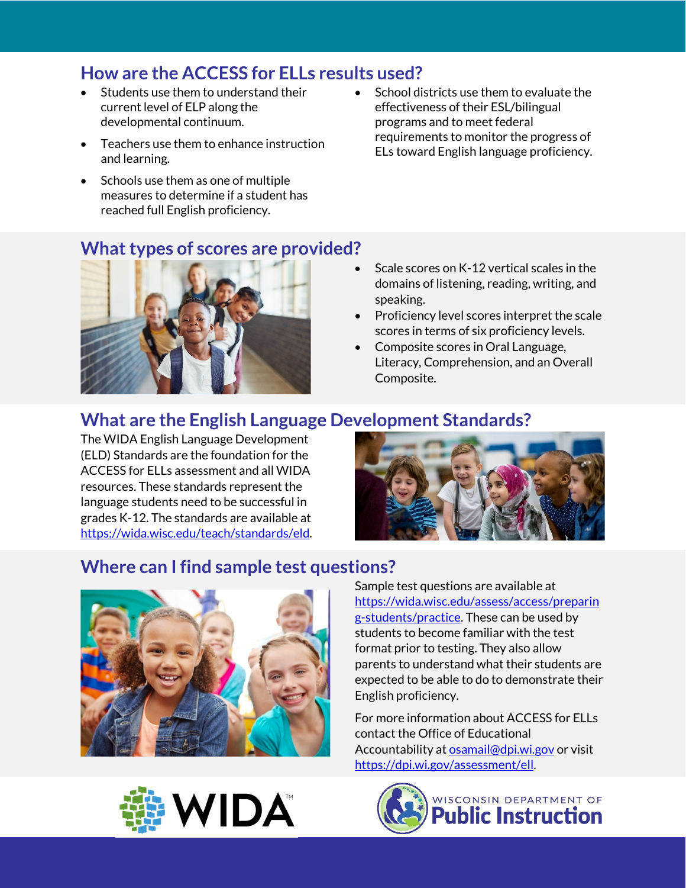## How are the ACCESS for ELLs results used?

- Students use them to understand their current level of ELP along the developmental continuum.
- Teachers use them to enhance instruction and learning.
- Schools use them as one of multiple measures to determine if a student has reached full English proficiency.
- School districts use them to evaluate the effectiveness of their ESL/bilingual programs and to meet federal requirements to monitor the progress of ELs toward English language proficiency.

## What types of scores are provided?

- Scale scores on K-12 vertical scales in the domains of listening, reading, writing, and speaking.
- Proficiency level scores interpret the scale scores in terms of six proficiency levels.
- Composite scores in Oral Language, Literacy, Comprehension, and an Overall Composite.

## What are the English Language Development Standards?

The WIDA English Language Development (ELD) Standards are the foundation for the ACCESS for ELLs assessment and all WIDA resources. These standards represent the language students need to be successful in grades K-12. The standards are available at https://wida.wisc.edu/teach/standards/eld.

## Where can I find sample test questions?

Sample test questions are available at https://wida.wisc.edu/assess/access/preparing-students/practice. These can be used by students to become familiar with the test format prior to testing. They also allow parents to understand what their students are expected to be able to do to demonstrate their English proficiency.

For more information about ACCESS for ELLs contact the Office of Educational Accountability at osamail@dpi.wi.gov or visit https://dpi.wi.gov/assessment/ell.

WIDA™

WISCONSIN DEPARTMENT OF Public Instruction